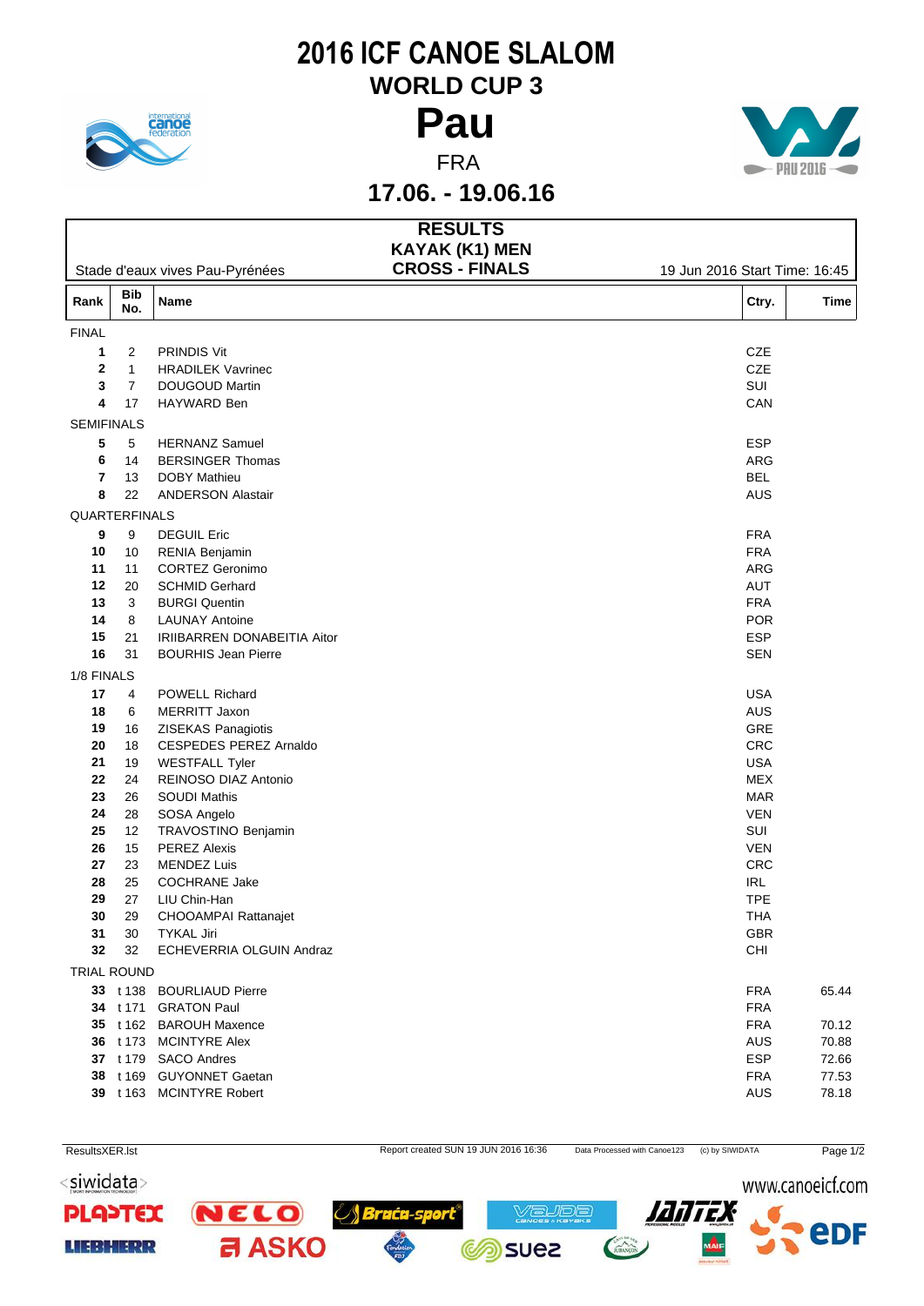# 2016 ICF CANOE SLALOM

## WORLD CUP 3

# Pau

FRA

## 17.06. - 19.06.16

### RESULTS
### KAYAK (K1) MEN
### CROSS - FINALS

Stade d'eaux vives Pau-Pyrénées — 19 Jun 2016 Start Time: 16:45

| Rank | Bib No. | Name | Ctry. | Time |
|---|---|---|---|---|
| **FINAL** | | | | |
| 1 | 2 | PRINDIS Vit | CZE | |
| 2 | 1 | HRADILEK Vavrinec | CZE | |
| 3 | 7 | DOUGOUD Martin | SUI | |
| 4 | 17 | HAYWARD Ben | CAN | |
| **SEMIFINALS** | | | | |
| 5 | 5 | HERNANZ Samuel | ESP | |
| 6 | 14 | BERSINGER Thomas | ARG | |
| 7 | 13 | DOBY Mathieu | BEL | |
| 8 | 22 | ANDERSON Alastair | AUS | |
| **QUARTERFINALS** | | | | |
| 9 | 9 | DEGUIL Eric | FRA | |
| 10 | 10 | RENIA Benjamin | FRA | |
| 11 | 11 | CORTEZ Geronimo | ARG | |
| 12 | 20 | SCHMID Gerhard | AUT | |
| 13 | 3 | BURGI Quentin | FRA | |
| 14 | 8 | LAUNAY Antoine | POR | |
| 15 | 21 | IRIIBARREN DONABEITIA Aitor | ESP | |
| 16 | 31 | BOURHIS Jean Pierre | SEN | |
| **1/8 FINALS** | | | | |
| 17 | 4 | POWELL Richard | USA | |
| 18 | 6 | MERRITT Jaxon | AUS | |
| 19 | 16 | ZISEKAS Panagiotis | GRE | |
| 20 | 18 | CESPEDES PEREZ Arnaldo | CRC | |
| 21 | 19 | WESTFALL Tyler | USA | |
| 22 | 24 | REINOSO DIAZ Antonio | MEX | |
| 23 | 26 | SOUDI Mathis | MAR | |
| 24 | 28 | SOSA Angelo | VEN | |
| 25 | 12 | TRAVOSTINO Benjamin | SUI | |
| 26 | 15 | PEREZ Alexis | VEN | |
| 27 | 23 | MENDEZ Luis | CRC | |
| 28 | 25 | COCHRANE Jake | IRL | |
| 29 | 27 | LIU Chin-Han | TPE | |
| 30 | 29 | CHOOAMPAI Rattanajet | THA | |
| 31 | 30 | TYKAL Jiri | GBR | |
| 32 | 32 | ECHEVERRIA OLGUIN Andraz | CHI | |
| **TRIAL ROUND** | | | | |
| 33 | t 138 | BOURLIAUD Pierre | FRA | 65.44 |
| 34 | t 171 | GRATON Paul | FRA | |
| 35 | t 162 | BAROUH Maxence | FRA | 70.12 |
| 36 | t 173 | MCINTYRE Alex | AUS | 70.88 |
| 37 | t 179 | SACO Andres | ESP | 72.66 |
| 38 | t 169 | GUYONNET Gaetan | FRA | 77.53 |
| 39 | t 163 | MCINTYRE Robert | AUS | 78.18 |

ResultsXER.lst — Report created SUN 19 JUN 2016 16:36 — Data Processed with Canoe123 — (c) by SIWIDATA

www.canoeicf.com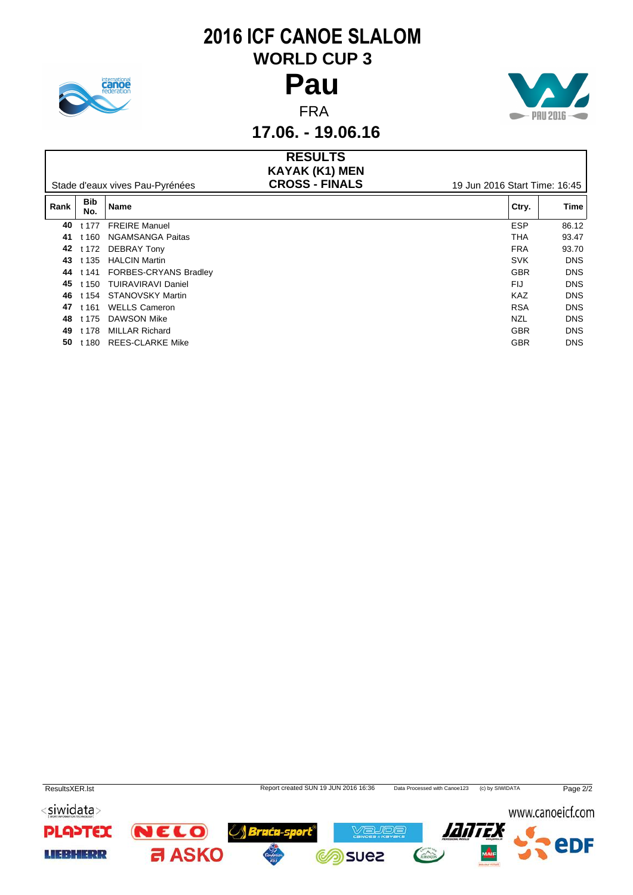# 2016 ICF CANOE SLALOM

## WORLD CUP 3

# Pau

FRA

## 17.06. - 19.06.16

### RESULTS
### KAYAK (K1) MEN
### CROSS - FINALS

Stade d'eaux vives Pau-Pyrénées

19 Jun 2016 Start Time: 16:45

| Rank | Bib No. | Name | Ctry. | Time |
|---|---|---|---|---|
| 40 | t 177 | FREIRE Manuel | ESP | 86.12 |
| 41 | t 160 | NGAMSANGA Paitas | THA | 93.47 |
| 42 | t 172 | DEBRAY Tony | FRA | 93.70 |
| 43 | t 135 | HALCIN Martin | SVK | DNS |
| 44 | t 141 | FORBES-CRYANS Bradley | GBR | DNS |
| 45 | t 150 | TUIRAVIRAVI Daniel | FIJ | DNS |
| 46 | t 154 | STANOVSKY Martin | KAZ | DNS |
| 47 | t 161 | WELLS Cameron | RSA | DNS |
| 48 | t 175 | DAWSON Mike | NZL | DNS |
| 49 | t 178 | MILLAR Richard | GBR | DNS |
| 50 | t 180 | REES-CLARKE Mike | GBR | DNS |

ResultsXER.lst Report created SUN 19 JUN 2016 16:36 Data Processed with Canoe123 (c) by SIWIDATA

www.canoeicf.com